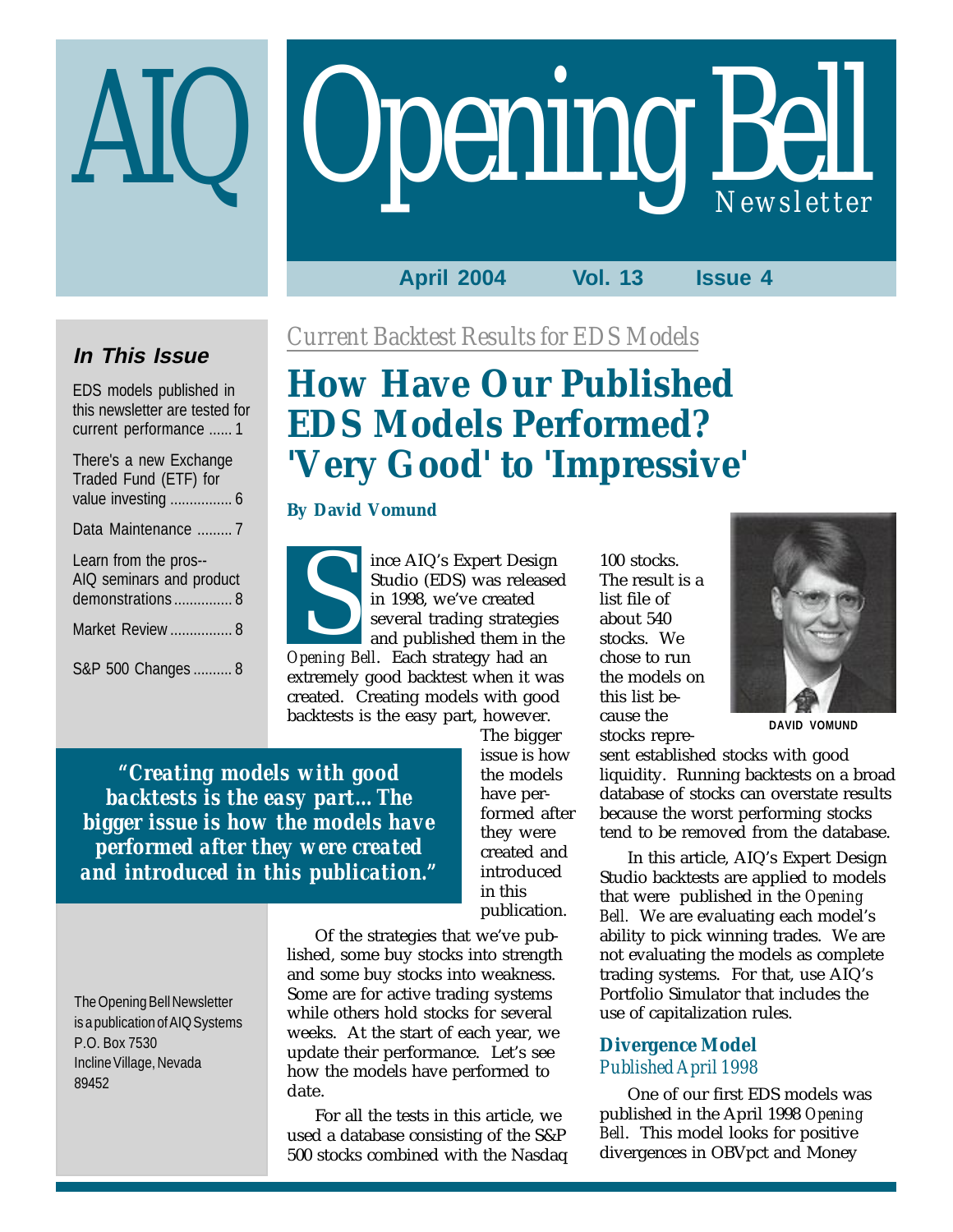# AIQ Opening Bell Newsletter

**April 2004 Vol. 13 Issue 4**

### In This Issue

- EDS models published in this newsletter are tested for current performance ...... 1
- There's a new Exchange Traded Fund (ETF) for value investing ................ 6
- Data Maintenance ......... 7
- Learn from the pros--AIQ seminars and product demonstrations ............... 8
- Market Review ................ 8
- S&P 500 Changes .......... 8

The Opening Bell Newsletter is a publication of AIQ Systems
P.O. Box 7530
Incline Village, Nevada
89452

*Current Backtest Results for EDS Models*

# How Have Our Published EDS Models Performed? 'Very Good' to 'Impressive'

**By David Vomund**

Since AIQ's Expert Design Studio (EDS) was released in 1998, we've created several trading strategies and published them in the *Opening Bell*. Each strategy had an extremely good backtest when it was created. Creating models with good backtests is the easy part, however. The bigger issue is how the models have performed after they were created and introduced in this publication.

> *"Creating models with good backtests is the easy part... The bigger issue is how the models have performed after they were created and introduced in this publication."*

Of the strategies that we've published, some buy stocks into strength and some buy stocks into weakness. Some are for active trading systems while others hold stocks for several weeks. At the start of each year, we update their performance. Let's see how the models have performed to date.

For all the tests in this article, we used a database consisting of the S&P 500 stocks combined with the Nasdaq 100 stocks. The result is a list file of about 540 stocks. We chose to run the models on this list because the stocks represent established stocks with good liquidity. Running backtests on a broad database of stocks can overstate results because the worst performing stocks tend to be removed from the database.

DAVID VOMUND

In this article, AIQ's Expert Design Studio backtests are applied to models that were published in the *Opening Bell*. We are evaluating each model's ability to pick winning trades. We are not evaluating the models as complete trading systems. For that, use AIQ's Portfolio Simulator that includes the use of capitalization rules.

### Divergence Model
*Published April 1998*

One of our first EDS models was published in the April 1998 *Opening Bell*. This model looks for positive divergences in OBVpct and Money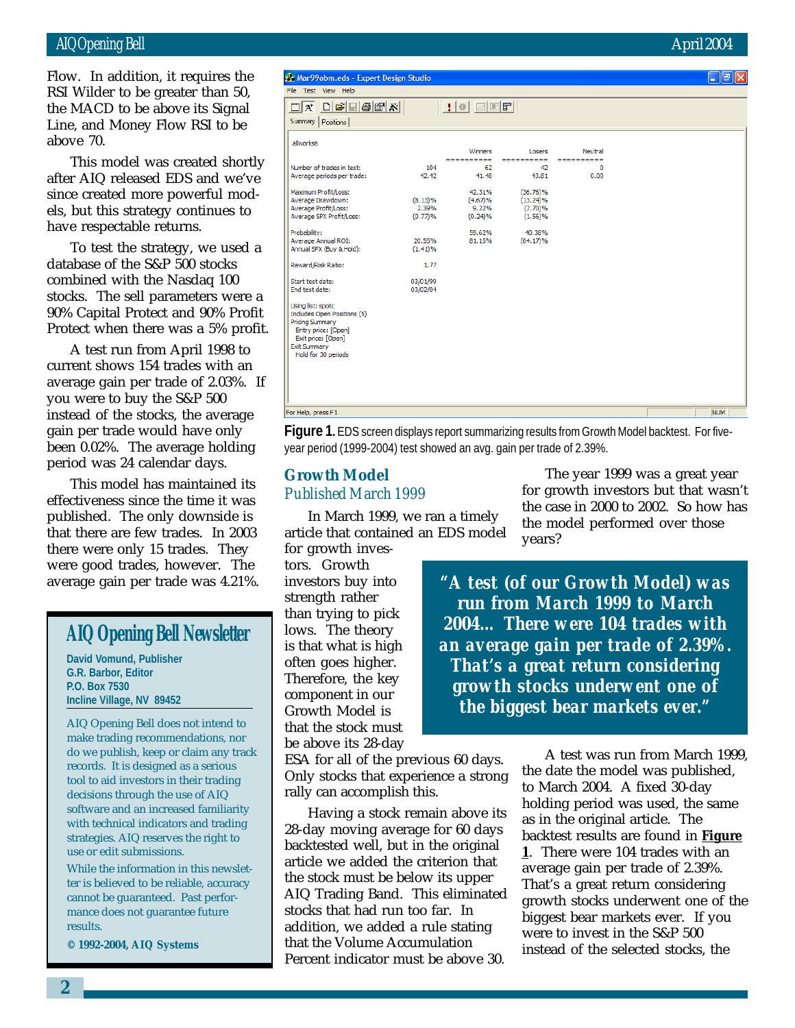Flow. In addition, it requires the RSI Wilder to be greater than 50, the MACD to be above its Signal Line, and Money Flow RSI to be above 70.

This model was created shortly after AIQ released EDS and we've since created more powerful models, but this strategy continues to have respectable returns.

To test the strategy, we used a database of the S&P 500 stocks combined with the Nasdaq 100 stocks. The sell parameters were a 90% Capital Protect and 90% Profit Protect when there was a 5% profit.

A test run from April 1998 to current shows 154 trades with an average gain per trade of 2.03%. If you were to buy the S&P 500 instead of the stocks, the average gain per trade would have only been 0.02%. The average holding period was 24 calendar days.

This model has maintained its effectiveness since the time it was published. The only downside is that there are few trades. In 2003 there were only 15 trades. They were good trades, however. The average gain per trade was 4.21%.

## AIQ Opening Bell Newsletter

**David Vomund, Publisher**
**G.R. Barbor, Editor**
**P.O. Box 7530**
**Incline Village, NV 89452**

AIQ Opening Bell does not intend to make trading recommendations, nor do we publish, keep or claim any track records. It is designed as a serious tool to aid investors in their trading decisions through the use of AIQ software and an increased familiarity with technical indicators and trading strategies. AIQ reserves the right to use or edit submissions.

While the information in this newsletter is believed to be reliable, accuracy cannot be guaranteed. Past performance does not guarantee future results.

**© 1992-2004, AIQ Systems**

Mar99obm.eds - Expert Design Studio

allworks6

| | | Winners | Losers | Neutral |
|---|---|---|---|---|
| Number of trades in test: | 104 | 62 | 42 | 0 |
| Average periods per trade: | 42.42 | 41.48 | 43.81 | 0.00 |
| Maximum Profit/Loss: | | 42.31% | (36.76)% | |
| Average Drawdown: | (3.13)% | (4.67)% | (13.24)% | |
| Average Profit/Loss: | 2.39% | 9.22% | (7.70)% | |
| Average SPX Profit/Loss: | (0.77)% | (0.24)% | (1.55)% | |
| Probability: | | 59.62% | 40.38% | |
| Average Annual ROI: | 20.55% | 81.15% | (64.17)% | |
| Annual SPX (Buy & Hold): | (1.41)% | | | |
| Reward/Risk Ratio: | 1.77 | | | |
| Start test date: | 03/01/99 | | | |
| End test date: | 03/02/04 | | | |

Using list: spotc
Includes Open Positions (5)
Pricing Summary
Entry price: [Open]
Exit price: [Open]
Exit Summary
Hold for 30 periods

**Figure 1.** EDS screen displays report summarizing results from Growth Model backtest. For five-year period (1999-2004) test showed an avg. gain per trade of 2.39%.

## Growth Model

*Published March 1999*

In March 1999, we ran a timely article that contained an EDS model for growth investors. Growth investors buy into strength rather than trying to pick lows. The theory is that what is high often goes higher. Therefore, the key component in our Growth Model is that the stock must be above its 28-day ESA for all of the previous 60 days. Only stocks that experience a strong rally can accomplish this.

Having a stock remain above its 28-day moving average for 60 days backtested well, but in the original article we added the criterion that the stock must be below its upper AIQ Trading Band. This eliminated stocks that had run too far. In addition, we added a rule stating that the Volume Accumulation Percent indicator must be above 30.

The year 1999 was a great year for growth investors but that wasn't the case in 2000 to 2002. So how has the model performed over those years?

> **"A test (of our Growth Model) was run from March 1999 to March 2004… There were 104 trades with an average gain per trade of 2.39%. That's a great return considering growth stocks underwent one of the biggest bear markets ever."**

A test was run from March 1999, the date the model was published, to March 2004. A fixed 30-day holding period was used, the same as in the original article. The backtest results are found in **Figure 1**. There were 104 trades with an average gain per trade of 2.39%. That's a great return considering growth stocks underwent one of the biggest bear markets ever. If you were to invest in the S&P 500 instead of the selected stocks, the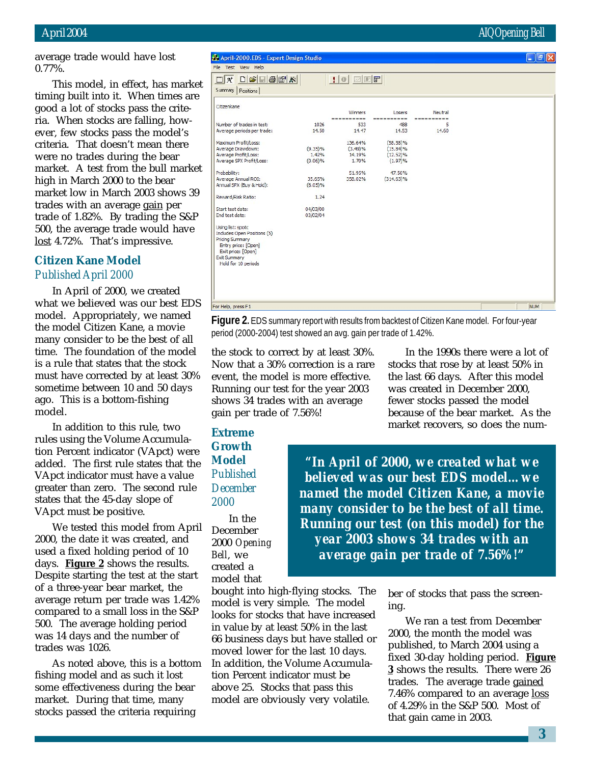average trade would have lost 0.77%.

This model, in effect, has market timing built into it. When times are good a lot of stocks pass the criteria. When stocks are falling, however, few stocks pass the model's criteria. That doesn't mean there were no trades during the bear market. A test from the bull market high in March 2000 to the bear market low in March 2003 shows 39 trades with an average gain per trade of 1.82%. By trading the S&P 500, the average trade would have lost 4.72%. That's impressive.

## Citizen Kane Model

*Published April 2000*

In April of 2000, we created what we believed was our best EDS model. Appropriately, we named the model Citizen Kane, a movie many consider to be the best of all time. The foundation of the model is a rule that states that the stock must have corrected by at least 30% sometime between 10 and 50 days ago. This is a bottom-fishing model.

In addition to this rule, two rules using the Volume Accumulation Percent indicator (VApct) were added. The first rule states that the VApct indicator must have a value greater than zero. The second rule states that the 45-day slope of VApct must be positive.

We tested this model from April 2000, the date it was created, and used a fixed holding period of 10 days. **Figure 2** shows the results. Despite starting the test at the start of a three-year bear market, the average return per trade was 1.42% compared to a small loss in the S&P 500. The average holding period was 14 days and the number of trades was 1026.

April-2000.EDS - Expert Design Studio

Citizenkane

| | | Winners | Losers | Neutral |
|---|---|---|---|---|
| Number of trades in test: | 1026 | 533 | 488 | 5 |
| Average periods per trade: | 14.50 | 14.47 | 14.53 | 14.60 |
| Maximum Profit/Loss: | | 136.64% | (58.58)% | |
| Average Drawdown: | (9.35)% | (3.49)% | (15.84)% | |
| Average Profit/Loss: | 1.42% | 14.19% | (12.52)% | |
| Average SPX Profit/Loss: | (0.06)% | 1.70% | (1.97)% | |
| Probability: | | 51.95% | 47.56% | |
| Average Annual ROI: | 35.65% | 358.02% | (314.63)% | |
| Annual SPX (Buy & Hold): | (6.05)% | | | |
| Reward/Risk Ratio: | 1.24 | | | |
| Start test date: | 04/03/00 | | | |
| End test date: | 03/02/04 | | | |

Using list: spotc
Includes Open Positions (5)
Pricing Summary
Entry price: [Open]
Exit price: [Open]
Exit Summary
Hold for 10 periods

**Figure 2.** EDS summary report with results from backtest of Citizen Kane model. For four-year period (2000-2004) test showed an avg. gain per trade of 1.42%.

As noted above, this is a bottom fishing model and as such it lost some effectiveness during the bear market. During that time, many stocks passed the criteria requiring the stock to correct by at least 30%. Now that a 30% correction is a rare event, the model is more effective. Running our test for the year 2003 shows 34 trades with an average gain per trade of 7.56%!

> **"In April of 2000, we created what we believed was our best EDS model…we named the model Citizen Kane, a movie many consider to be the best of all time. Running our test (on this model) for the year 2003 shows 34 trades with an average gain per trade of 7.56%!"**

## Extreme Growth Model

*Published December 2000*

In the December 2000 *Opening Bell*, we created a model that bought into high-flying stocks. The model is very simple. The model looks for stocks that have increased in value by at least 50% in the last 66 business days but have stalled or moved lower for the last 10 days. In addition, the Volume Accumulation Percent indicator must be above 25. Stocks that pass this model are obviously very volatile.

In the 1990s there were a lot of stocks that rose by at least 50% in the last 66 days. After this model was created in December 2000, fewer stocks passed the model because of the bear market. As the market recovers, so does the number of stocks that pass the screening.

We ran a test from December 2000, the month the model was published, to March 2004 using a fixed 30-day holding period. **Figure 3** shows the results. There were 26 trades. The average trade gained 7.46% compared to an average loss of 4.29% in the S&P 500. Most of that gain came in 2003.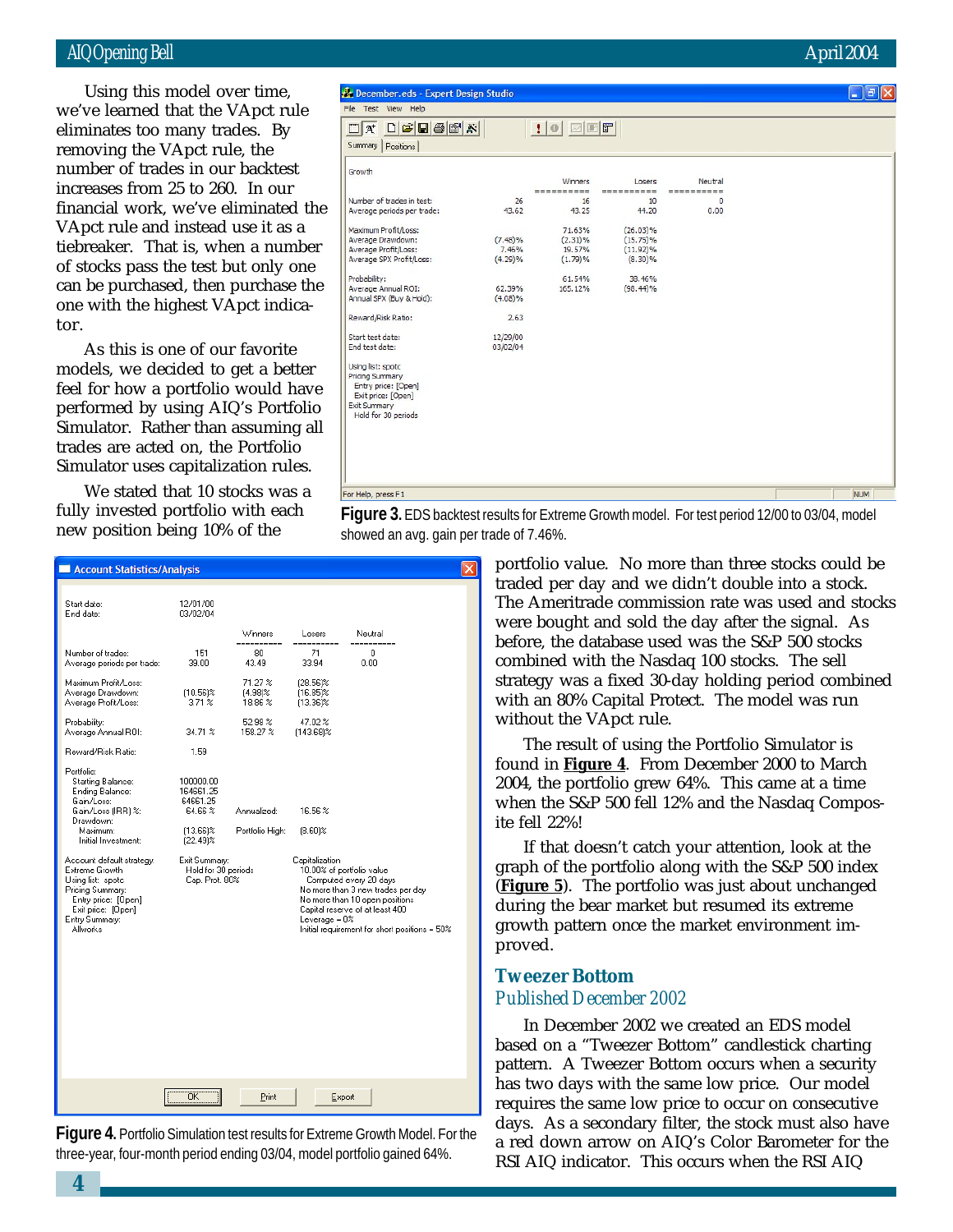Using this model over time, we've learned that the VApct rule eliminates too many trades. By removing the VApct rule, the number of trades in our backtest increases from 25 to 260. In our financial work, we've eliminated the VApct rule and instead use it as a tiebreaker. That is, when a number of stocks pass the test but only one can be purchased, then purchase the one with the highest VApct indicator.

As this is one of our favorite models, we decided to get a better feel for how a portfolio would have performed by using AIQ's Portfolio Simulator. Rather than assuming all trades are acted on, the Portfolio Simulator uses capitalization rules.

We stated that 10 stocks was a fully invested portfolio with each new position being 10% of the portfolio value. No more than three stocks could be traded per day and we didn't double into a stock. The Ameritrade commission rate was used and stocks were bought and sold the day after the signal. As before, the database used was the S&P 500 stocks combined with the Nasdaq 100 stocks. The sell strategy was a fixed 30-day holding period combined with an 80% Capital Protect. The model was run without the VApct rule.

**December.eds - Expert Design Studio** (Summary)

Growth

| | | Winners | Losers | Neutral |
|---|---|---|---|---|
| Number of trades in test: | 26 | 16 | 10 | 0 |
| Average periods per trade: | 43.62 | 43.25 | 44.20 | 0.00 |
| Maximum Profit/Loss: | | 71.63% | (26.03)% | |
| Average Drawdown: | (7.48)% | (2.31)% | (15.75)% | |
| Average Profit/Loss: | 7.46% | 19.57% | (11.92)% | |
| Average SPX Profit/Loss: | (4.29)% | (1.79)% | (8.30)% | |
| Probability: | | 61.54% | 38.46% | |
| Average Annual ROI: | 62.39% | 165.12% | (98.44)% | |
| Annual SPX (Buy & Hold): | (4.08)% | | | |
| Reward/Risk Ratio: | 2.63 | | | |
| Start test date: | 12/29/00 | | | |
| End test date: | 03/02/04 | | | |

Using list: spotc
Pricing Summary
Entry price: [Open]
Exit price: [Open]
Exit Summary
Hold for 30 periods

**Figure 3.** EDS backtest results for Extreme Growth model. For test period 12/00 to 03/04, model showed an avg. gain per trade of 7.46%.

**Account Statistics/Analysis**

Start date: 12/01/00
End date: 03/02/04

| | | Winners | Losers | Neutral |
|---|---|---|---|---|
| Number of trades: | 151 | 80 | 71 | 0 |
| Average periods per trade: | 39.00 | 43.49 | 33.94 | 0.00 |
| Maximum Profit/Loss: | | 71.27 % | (28.56)% | |
| Average Drawdown: | (10.56)% | (4.98)% | (16.85)% | |
| Average Profit/Loss: | 3.71 % | 18.86 % | (13.36)% | |
| Probability: | | 52.98 % | 47.02 % | |
| Average Annual ROI: | 34.71 % | 158.27 % | (143.68)% | |
| Reward/Risk Ratio: | 1.59 | | | |

Portfolio:
Starting Balance: 100000.00
Ending Balance: 164661.25
Gain/Loss: 64661.25
Gain/Loss (IRR) %: 64.66 % — Annualized: 16.56 %
Drawdown:
Maximum: (13.66)% — Portfolio High: (8.60)%
Initial Investment: (22.49)%

Account default strategy: Extreme Growth
Using list: spotc
Pricing Summary:
Entry price: [Open]
Exit price: [Open]
Entry Summary:
Allworks

Exit Summary:
Hold for 30 periods
Cap. Prot. 80%

Capitalization
10.00% of portfolio value
Computed every 20 days
No more than 3 new trades per day
No more than 10 open positions
Capital reserve of at least 400
Leverage = 0%
Initial requirement for short positions = 50%

**Figure 4.** Portfolio Simulation test results for Extreme Growth Model. For the three-year, four-month period ending 03/04, model portfolio gained 64%.

The result of using the Portfolio Simulator is found in **Figure 4**. From December 2000 to March 2004, the portfolio grew 64%. This came at a time when the S&P 500 fell 12% and the Nasdaq Composite fell 22%!

If that doesn't catch your attention, look at the graph of the portfolio along with the S&P 500 index (**Figure 5**). The portfolio was just about unchanged during the bear market but resumed its extreme growth pattern once the market environment improved.

## Tweezer Bottom

*Published December 2002*

In December 2002 we created an EDS model based on a "Tweezer Bottom" candlestick charting pattern. A Tweezer Bottom occurs when a security has two days with the same low price. Our model requires the same low price to occur on consecutive days. As a secondary filter, the stock must also have a red down arrow on AIQ's Color Barometer for the RSI AIQ indicator. This occurs when the RSI AIQ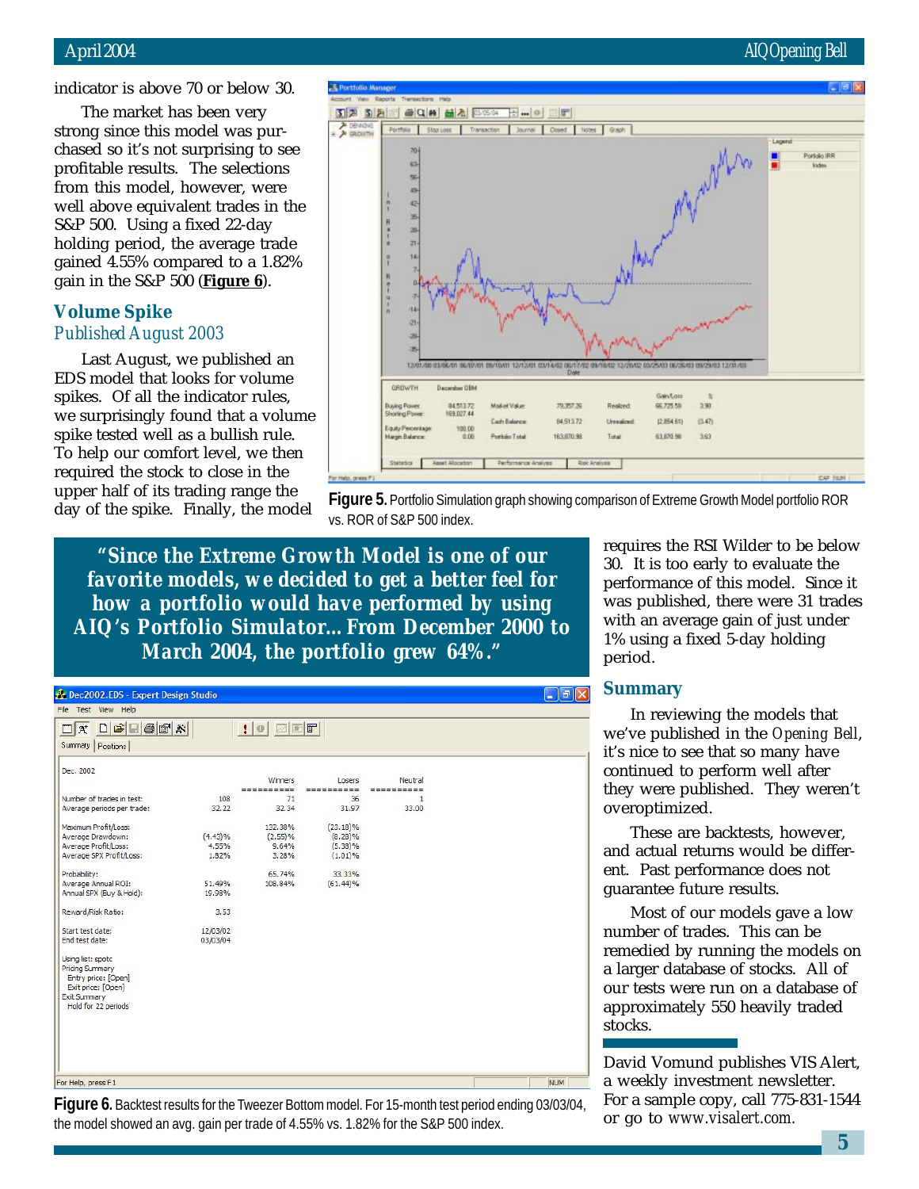indicator is above 70 or below 30.

The market has been very strong since this model was purchased so it's not surprising to see profitable results. The selections from this model, however, were well above equivalent trades in the S&P 500. Using a fixed 22-day holding period, the average trade gained 4.55% compared to a 1.82% gain in the S&P 500 (**Figure 6**).

## Volume Spike

*Published August 2003*

Last August, we published an EDS model that looks for volume spikes. Of all the indicator rules, we surprisingly found that a volume spike tested well as a bullish rule. To help our comfort level, we then required the stock to close in the upper half of its trading range the day of the spike. Finally, the model requires the RSI Wilder to be below 30. It is too early to evaluate the performance of this model. Since it was published, there were 31 trades with an average gain of just under 1% using a fixed 5-day holding period.

**Figure 5.** Portfolio Simulation graph showing comparison of Extreme Growth Model portfolio ROR vs. ROR of S&P 500 index.

> ***"Since the Extreme Growth Model is one of our favorite models, we decided to get a better feel for how a portfolio would have performed by using AIQ's Portfolio Simulator…From December 2000 to March 2004, the portfolio grew 64%."***

Dec. 2002

| | | Winners | Losers | Neutral |
|---|---|---|---|---|
| Number of trades in test: | 108 | 71 | 36 | 1 |
| Average periods per trade: | 32.22 | 32.34 | 31.97 | 33.00 |
| Maximum Profit/Loss: | | 132.38% | (23.18)% | |
| Average Drawdown: | (4.43)% | (2.55)% | (8.28)% | |
| Average Profit/Loss: | 4.55% | 9.64% | (5.38)% | |
| Average SPX Profit/Loss: | 1.82% | 3.28% | (1.01)% | |
| Probability: | | 65.74% | 33.33% | |
| Average Annual ROI: | 51.49% | 108.84% | (61.44)% | |
| Annual SPX (Buy & Hold): | 19.98% | | | |
| Reward/Risk Ratio: | 3.53 | | | |
| Start test date: | 12/03/02 | | | |
| End test date: | 03/03/04 | | | |

Using list: spotc
Pricing Summary
Entry price: [Open]
Exit price: [Open]
Exit Summary
Hold for 22 periods

**Figure 6.** Backtest results for the Tweezer Bottom model. For 15-month test period ending 03/03/04, the model showed an avg. gain per trade of 4.55% vs. 1.82% for the S&P 500 index.

## Summary

In reviewing the models that we've published in the *Opening Bell*, it's nice to see that so many have continued to perform well after they were published. They weren't overoptimized.

These are backtests, however, and actual returns would be different. Past performance does not guarantee future results.

Most of our models gave a low number of trades. This can be remedied by running the models on a larger database of stocks. All of our tests were run on a database of approximately 550 heavily traded stocks.

David Vomund publishes VIS Alert, a weekly investment newsletter. For a sample copy, call 775-831-1544 or go to www.visalert.com.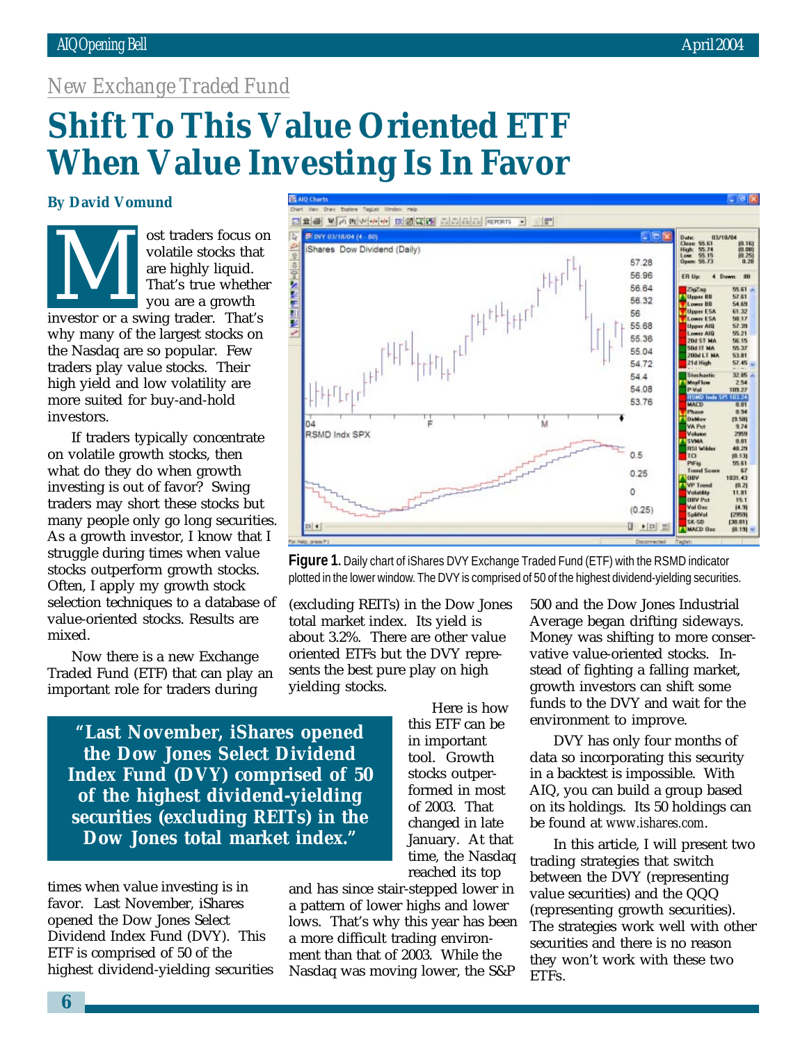*New Exchange Traded Fund*

# Shift To This Value Oriented ETF When Value Investing Is In Favor

**By David Vomund**

Most traders focus on volatile stocks that are highly liquid. That's true whether you are a growth investor or a swing trader. That's why many of the largest stocks on the Nasdaq are so popular. Few traders play value stocks. Their high yield and low volatility are more suited for buy-and-hold investors.

If traders typically concentrate on volatile growth stocks, then what do they do when growth investing is out of favor? Swing traders may short these stocks but many people only go long securities. As a growth investor, I know that I struggle during times when value stocks outperform growth stocks. Often, I apply my growth stock selection techniques to a database of value-oriented stocks. Results are mixed.

Now there is a new Exchange Traded Fund (ETF) that can play an important role for traders during times when value investing is in favor. Last November, iShares opened the Dow Jones Select Dividend Index Fund (DVY). This ETF is comprised of 50 of the highest dividend-yielding securities (excluding REITs) in the Dow Jones total market index. Its yield is about 3.2%. There are other value oriented ETFs but the DVY represents the best pure play on high yielding stocks.

**Figure 1.** Daily chart of iShares DVY Exchange Traded Fund (ETF) with the RSMD indicator plotted in the lower window. The DVY is comprised of 50 of the highest dividend-yielding securities.

> **"Last November, iShares opened the Dow Jones Select Dividend Index Fund (DVY) comprised of 50 of the highest dividend-yielding securities (excluding REITs) in the Dow Jones total market index."**

Here is how this ETF can be in important tool. Growth stocks outperformed in most of 2003. That changed in late January. At that time, the Nasdaq reached its top and has since stair-stepped lower in a pattern of lower highs and lower lows. That's why this year has been a more difficult trading environment than that of 2003. While the Nasdaq was moving lower, the S&P 500 and the Dow Jones Industrial Average began drifting sideways. Money was shifting to more conservative value-oriented stocks. Instead of fighting a falling market, growth investors can shift some funds to the DVY and wait for the environment to improve.

DVY has only four months of data so incorporating this security in a backtest is impossible. With AIQ, you can build a group based on its holdings. Its 50 holdings can be found at *www.ishares.com*.

In this article, I will present two trading strategies that switch between the DVY (representing value securities) and the QQQ (representing growth securities). The strategies work well with other securities and there is no reason they won't work with these two ETFs.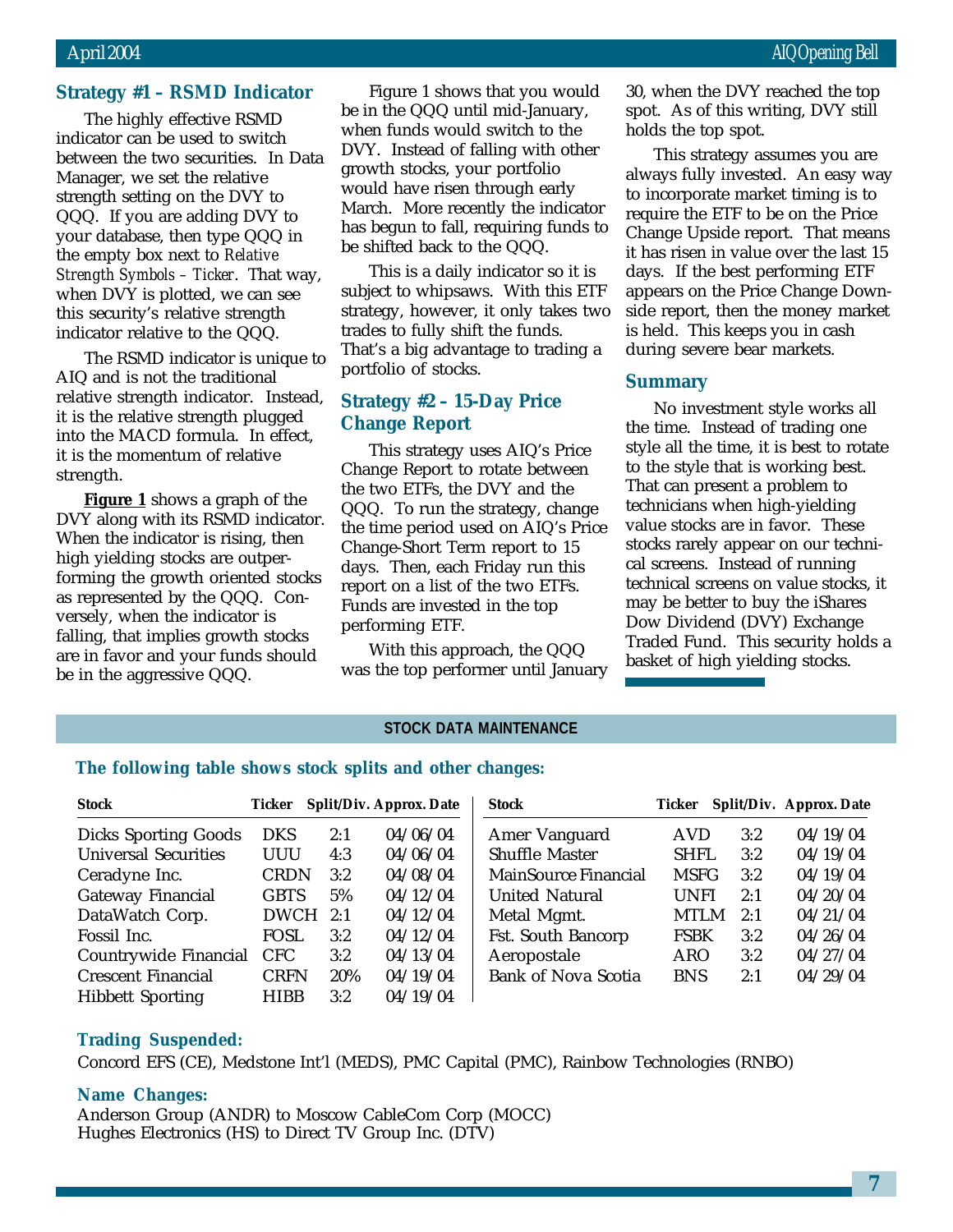## Strategy #1 – RSMD Indicator

The highly effective RSMD indicator can be used to switch between the two securities. In Data Manager, we set the relative strength setting on the DVY to QQQ. If you are adding DVY to your database, then type QQQ in the empty box next to *Relative Strength Symbols – Ticker*. That way, when DVY is plotted, we can see this security's relative strength indicator relative to the QQQ.

The RSMD indicator is unique to AIQ and is not the traditional relative strength indicator. Instead, it is the relative strength plugged into the MACD formula. In effect, it is the momentum of relative strength.

**Figure 1** shows a graph of the DVY along with its RSMD indicator. When the indicator is rising, then high yielding stocks are outperforming the growth oriented stocks as represented by the QQQ. Conversely, when the indicator is falling, that implies growth stocks are in favor and your funds should be in the aggressive QQQ.

Figure 1 shows that you would be in the QQQ until mid-January, when funds would switch to the DVY. Instead of falling with other growth stocks, your portfolio would have risen through early March. More recently the indicator has begun to fall, requiring funds to be shifted back to the QQQ.

This is a daily indicator so it is subject to whipsaws. With this ETF strategy, however, it only takes two trades to fully shift the funds. That's a big advantage to trading a portfolio of stocks.

## Strategy #2 – 15-Day Price Change Report

This strategy uses AIQ's Price Change Report to rotate between the two ETFs, the DVY and the QQQ. To run the strategy, change the time period used on AIQ's Price Change-Short Term report to 15 days. Then, each Friday run this report on a list of the two ETFs. Funds are invested in the top performing ETF.

With this approach, the QQQ was the top performer until January 30, when the DVY reached the top spot. As of this writing, DVY still holds the top spot.

This strategy assumes you are always fully invested. An easy way to incorporate market timing is to require the ETF to be on the Price Change Upside report. That means it has risen in value over the last 15 days. If the best performing ETF appears on the Price Change Downside report, then the money market is held. This keeps you in cash during severe bear markets.

## Summary

No investment style works all the time. Instead of trading one style all the time, it is best to rotate to the style that is working best. That can present a problem to technicians when high-yielding value stocks are in favor. These stocks rarely appear on our technical screens. Instead of running technical screens on value stocks, it may be better to buy the iShares Dow Dividend (DVY) Exchange Traded Fund. This security holds a basket of high yielding stocks.

## STOCK DATA MAINTENANCE

### The following table shows stock splits and other changes:

| Stock | Ticker | Split/Div. | Approx. Date |
|---|---|---|---|
| Dicks Sporting Goods | DKS | 2:1 | 04/06/04 |
| Universal Securities | UUU | 4:3 | 04/06/04 |
| Ceradyne Inc. | CRDN | 3:2 | 04/08/04 |
| Gateway Financial | GBTS | 5% | 04/12/04 |
| DataWatch Corp. | DWCH | 2:1 | 04/12/04 |
| Fossil Inc. | FOSL | 3:2 | 04/12/04 |
| Countrywide Financial | CFC | 3:2 | 04/13/04 |
| Crescent Financial | CRFN | 20% | 04/19/04 |
| Hibbett Sporting | HIBB | 3:2 | 04/19/04 |
| Amer Vanguard | AVD | 3:2 | 04/19/04 |
| Shuffle Master | SHFL | 3:2 | 04/19/04 |
| MainSource Financial | MSFG | 3:2 | 04/19/04 |
| United Natural | UNFI | 2:1 | 04/20/04 |
| Metal Mgmt. | MTLM | 2:1 | 04/21/04 |
| Fst. South Bancorp | FSBK | 3:2 | 04/26/04 |
| Aeropostale | ARO | 3:2 | 04/27/04 |
| Bank of Nova Scotia | BNS | 2:1 | 04/29/04 |

### Trading Suspended:

Concord EFS (CE), Medstone Int'l (MEDS), PMC Capital (PMC), Rainbow Technologies (RNBO)

### Name Changes:

Anderson Group (ANDR) to Moscow CableCom Corp (MOCC)
Hughes Electronics (HS) to Direct TV Group Inc. (DTV)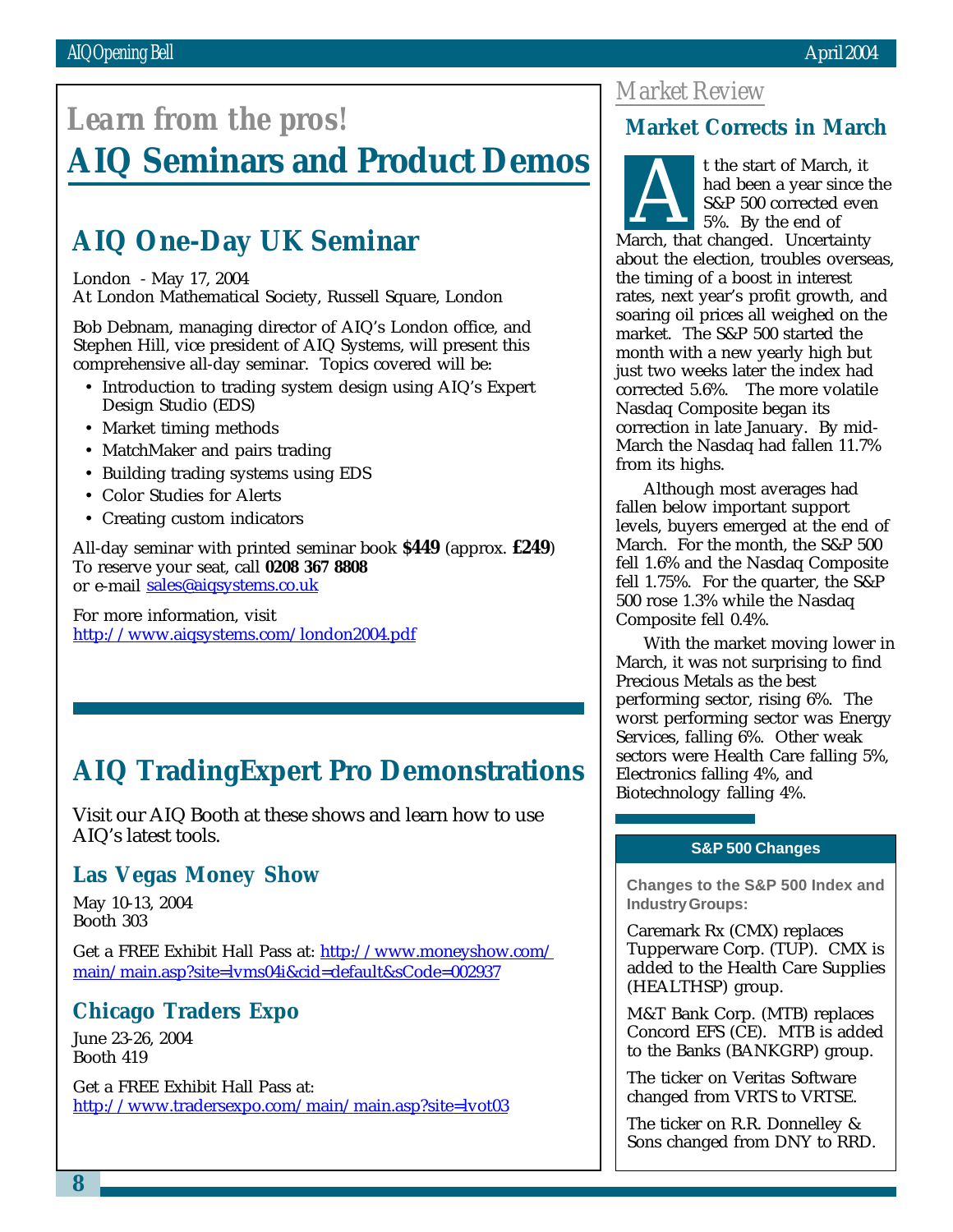*Learn from the pros!*

# AIQ Seminars and Product Demos

## AIQ One-Day UK Seminar

London - May 17, 2004
At London Mathematical Society, Russell Square, London

Bob Debnam, managing director of AIQ's London office, and Stephen Hill, vice president of AIQ Systems, will present this comprehensive all-day seminar. Topics covered will be:

- Introduction to trading system design using AIQ's Expert Design Studio (EDS)
- Market timing methods
- MatchMaker and pairs trading
- Building trading systems using EDS
- Color Studies for Alerts
- Creating custom indicators

All-day seminar with printed seminar book **$449** (approx. **£249**)
To reserve your seat, call **0208 367 8808**
or e-mail sales@aiqsystems.co.uk

For more information, visit
http://www.aiqsystems.com/london2004.pdf

## AIQ TradingExpert Pro Demonstrations

Visit our AIQ Booth at these shows and learn how to use AIQ's latest tools.

### Las Vegas Money Show

May 10-13, 2004
Booth 303

Get a FREE Exhibit Hall Pass at: http://www.moneyshow.com/main/main.asp?site=lvms04i&cid=default&sCode=002937

### Chicago Traders Expo

June 23-26, 2004
Booth 419

Get a FREE Exhibit Hall Pass at:
http://www.tradersexpo.com/main/main.asp?site=lvot03

*Market Review*

## Market Corrects in March

At the start of March, it had been a year since the S&P 500 corrected even 5%. By the end of March, that changed. Uncertainty about the election, troubles overseas, the timing of a boost in interest rates, next year's profit growth, and soaring oil prices all weighed on the market. The S&P 500 started the month with a new yearly high but just two weeks later the index had corrected 5.6%. The more volatile Nasdaq Composite began its correction in late January. By mid-March the Nasdaq had fallen 11.7% from its highs.

Although most averages had fallen below important support levels, buyers emerged at the end of March. For the month, the S&P 500 fell 1.6% and the Nasdaq Composite fell 1.75%. For the quarter, the S&P 500 rose 1.3% while the Nasdaq Composite fell 0.4%.

With the market moving lower in March, it was not surprising to find Precious Metals as the best performing sector, rising 6%. The worst performing sector was Energy Services, falling 6%. Other weak sectors were Health Care falling 5%, Electronics falling 4%, and Biotechnology falling 4%.

### S&P 500 Changes

**Changes to the S&P 500 Index and Industry Groups:**

Caremark Rx (CMX) replaces Tupperware Corp. (TUP). CMX is added to the Health Care Supplies (HEALTHSP) group.

M&T Bank Corp. (MTB) replaces Concord EFS (CE). MTB is added to the Banks (BANKGRP) group.

The ticker on Veritas Software changed from VRTS to VRTSE.

The ticker on R.R. Donnelley & Sons changed from DNY to RRD.